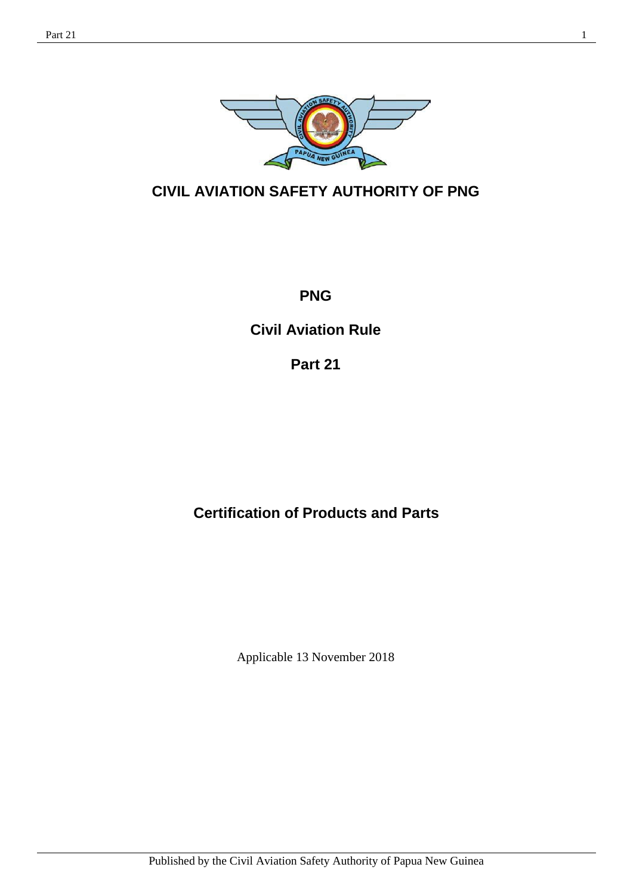# CIVIL AVIATION SAFETY AUTHORITY OF PNG

## PNG

## Civil Aviation Rule

## Part 21

## Certification of Products and Parts

Applicable 13 November 2018

Published by the Civil Aviation Safety Authority of Papua New Guinea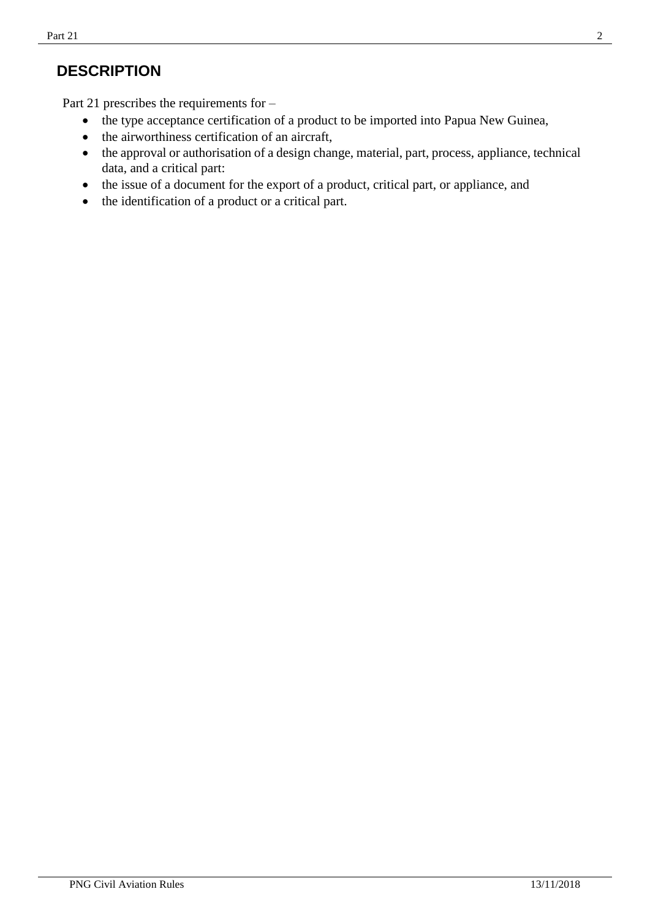## DESCRIPTION

Part 21 prescribes the requirements for –

- the type acceptance certification of a product to be imported into Papua New Guinea,
- the airworthiness certification of an aircraft,
- the approval or authorisation of a design change, material, part, process, appliance, technical data, and a critical part:
- the issue of a document for the export of a product, critical part, or appliance, and
- the identification of a product or a critical part.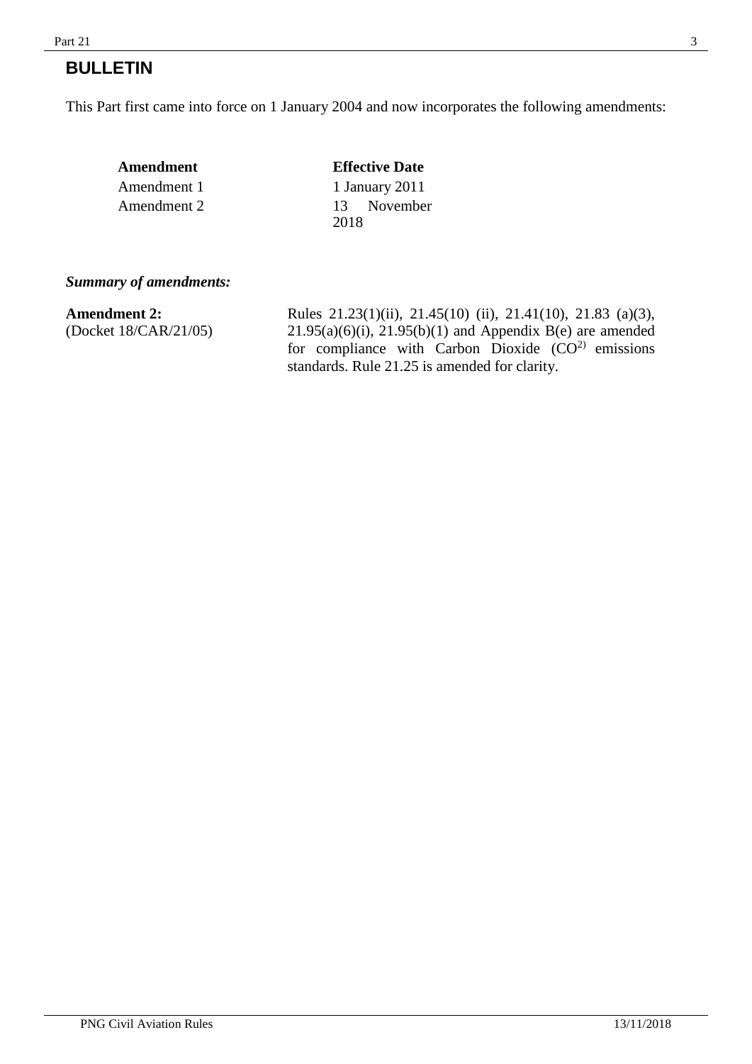# BULLETIN

This Part first came into force on 1 January 2004 and now incorporates the following amendments:

| Amendment | Effective Date |
| --- | --- |
| Amendment 1 | 1 January 2011 |
| Amendment 2 | 13 November 2018 |

***Summary of amendments:***

**Amendment 2:**
(Docket 18/CAR/21/05)

Rules 21.23(1)(ii), 21.45(10) (ii), 21.41(10), 21.83 (a)(3), 21.95(a)(6)(i), 21.95(b)(1) and Appendix B(e) are amended for compliance with Carbon Dioxide ($CO^{2)}$ emissions standards. Rule 21.25 is amended for clarity.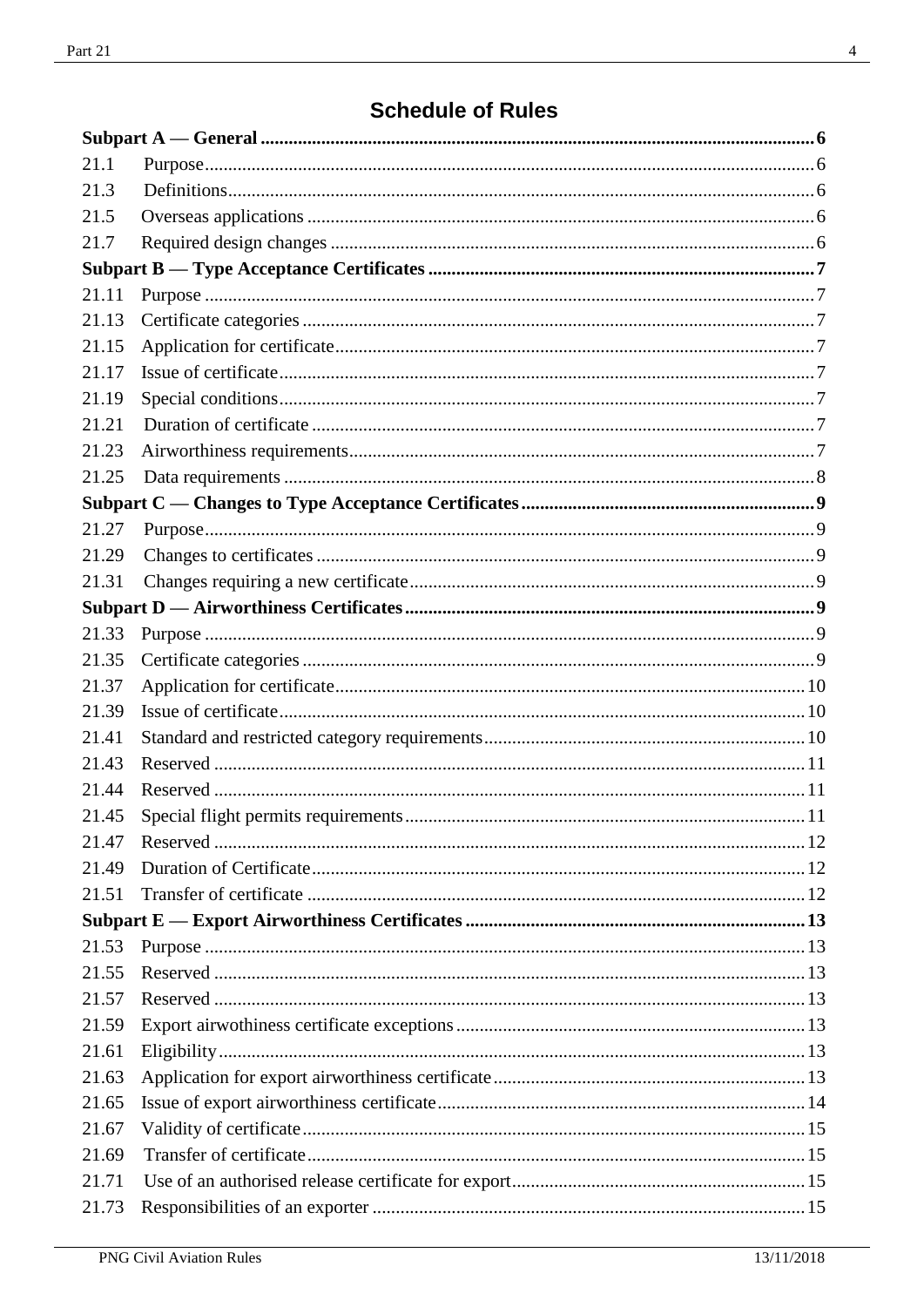# Schedule of Rules

**Subpart A — General** 6

21.1 Purpose 6

21.3 Definitions 6

21.5 Overseas applications 6

21.7 Required design changes 6

**Subpart B — Type Acceptance Certificates** 7

21.11 Purpose 7

21.13 Certificate categories 7

21.15 Application for certificate 7

21.17 Issue of certificate 7

21.19 Special conditions 7

21.21 Duration of certificate 7

21.23 Airworthiness requirements 7

21.25 Data requirements 8

**Subpart C — Changes to Type Acceptance Certificates** 9

21.27 Purpose 9

21.29 Changes to certificates 9

21.31 Changes requiring a new certificate 9

**Subpart D — Airworthiness Certificates** 9

21.33 Purpose 9

21.35 Certificate categories 9

21.37 Application for certificate 10

21.39 Issue of certificate 10

21.41 Standard and restricted category requirements 10

21.43 Reserved 11

21.44 Reserved 11

21.45 Special flight permits requirements 11

21.47 Reserved 12

21.49 Duration of Certificate 12

21.51 Transfer of certificate 12

**Subpart E — Export Airworthiness Certificates** 13

21.53 Purpose 13

21.55 Reserved 13

21.57 Reserved 13

21.59 Export airwothiness certificate exceptions 13

21.61 Eligibility 13

21.63 Application for export airworthiness certificate 13

21.65 Issue of export airworthiness certificate 14

21.67 Validity of certificate 15

21.69 Transfer of certificate 15

21.71 Use of an authorised release certificate for export 15

21.73 Responsibilities of an exporter 15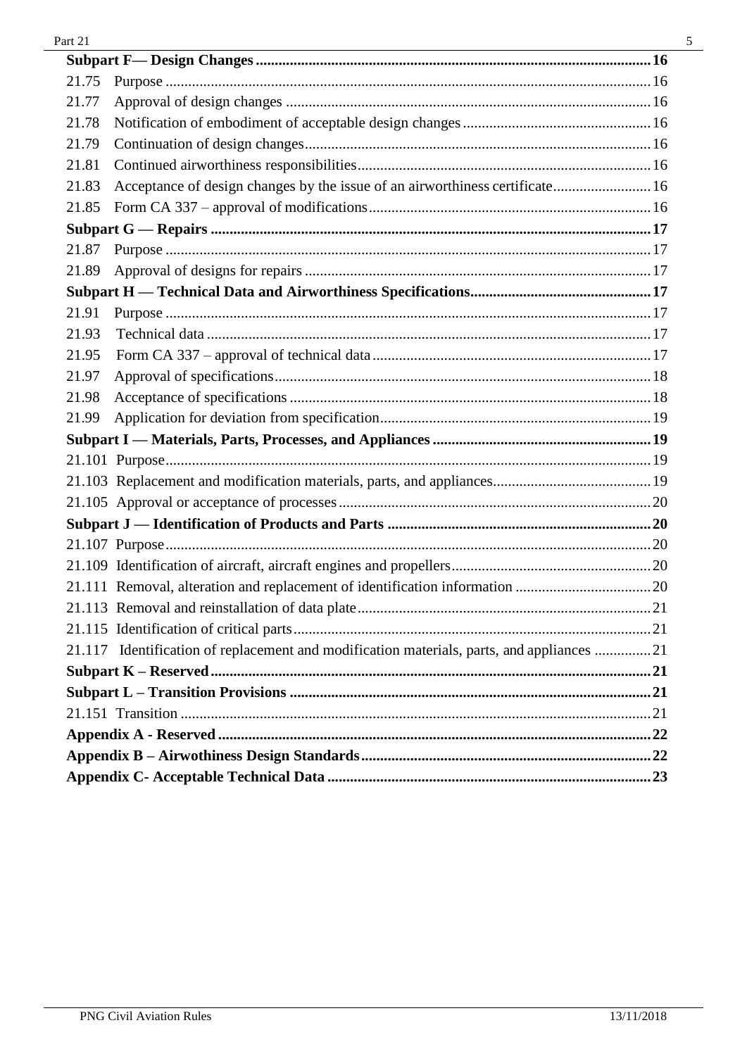| | |
|---|---|
| **Subpart F— Design Changes** | **16** |
| 21.75 Purpose | 16 |
| 21.77 Approval of design changes | 16 |
| 21.78 Notification of embodiment of acceptable design changes | 16 |
| 21.79 Continuation of design changes | 16 |
| 21.81 Continued airworthiness responsibilities | 16 |
| 21.83 Acceptance of design changes by the issue of an airworthiness certificate | 16 |
| 21.85 Form CA 337 – approval of modifications | 16 |
| **Subpart G — Repairs** | **17** |
| 21.87 Purpose | 17 |
| 21.89 Approval of designs for repairs | 17 |
| **Subpart H — Technical Data and Airworthiness Specifications** | **17** |
| 21.91 Purpose | 17 |
| 21.93 Technical data | 17 |
| 21.95 Form CA 337 – approval of technical data | 17 |
| 21.97 Approval of specifications | 18 |
| 21.98 Acceptance of specifications | 18 |
| 21.99 Application for deviation from specification | 19 |
| **Subpart I — Materials, Parts, Processes, and Appliances** | **19** |
| 21.101 Purpose | 19 |
| 21.103 Replacement and modification materials, parts, and appliances | 19 |
| 21.105 Approval or acceptance of processes | 20 |
| **Subpart J — Identification of Products and Parts** | **20** |
| 21.107 Purpose | 20 |
| 21.109 Identification of aircraft, aircraft engines and propellers | 20 |
| 21.111 Removal, alteration and replacement of identification information | 20 |
| 21.113 Removal and reinstallation of data plate | 21 |
| 21.115 Identification of critical parts | 21 |
| 21.117 Identification of replacement and modification materials, parts, and appliances | 21 |
| **Subpart K – Reserved** | **21** |
| **Subpart L – Transition Provisions** | **21** |
| 21.151 Transition | 21 |
| **Appendix A - Reserved** | **22** |
| **Appendix B – Airwothiness Design Standards** | **22** |
| **Appendix C- Acceptable Technical Data** | **23** |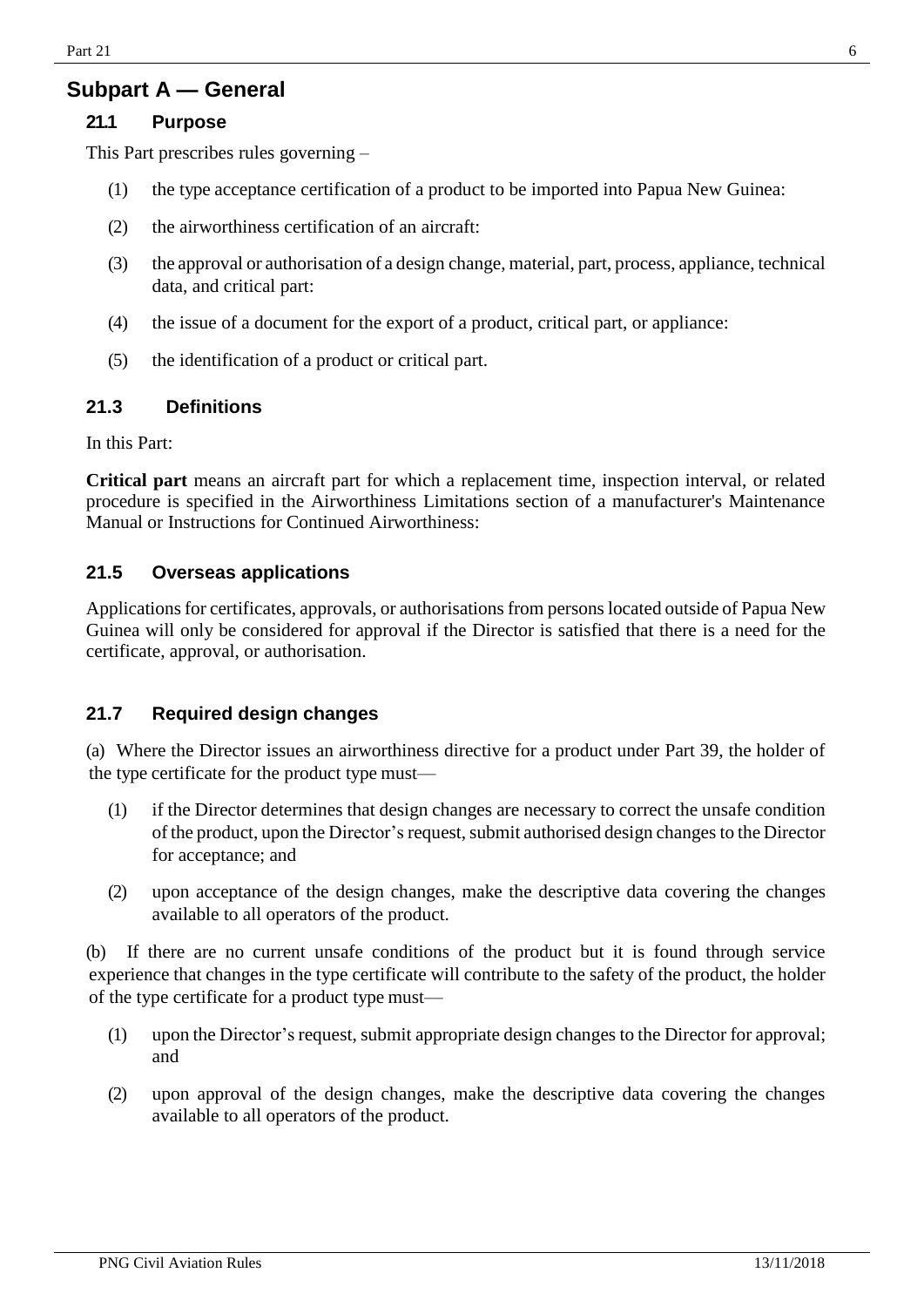## Subpart A — General

### 21.1 Purpose

This Part prescribes rules governing –

(1) the type acceptance certification of a product to be imported into Papua New Guinea:

(2) the airworthiness certification of an aircraft:

(3) the approval or authorisation of a design change, material, part, process, appliance, technical data, and critical part:

(4) the issue of a document for the export of a product, critical part, or appliance:

(5) the identification of a product or critical part.

### 21.3 Definitions

In this Part:

**Critical part** means an aircraft part for which a replacement time, inspection interval, or related procedure is specified in the Airworthiness Limitations section of a manufacturer's Maintenance Manual or Instructions for Continued Airworthiness:

### 21.5 Overseas applications

Applications for certificates, approvals, or authorisations from persons located outside of Papua New Guinea will only be considered for approval if the Director is satisfied that there is a need for the certificate, approval, or authorisation.

### 21.7 Required design changes

(a) Where the Director issues an airworthiness directive for a product under Part 39, the holder of the type certificate for the product type must—

(1) if the Director determines that design changes are necessary to correct the unsafe condition of the product, upon the Director's request, submit authorised design changes to the Director for acceptance; and

(2) upon acceptance of the design changes, make the descriptive data covering the changes available to all operators of the product.

(b) If there are no current unsafe conditions of the product but it is found through service experience that changes in the type certificate will contribute to the safety of the product, the holder of the type certificate for a product type must—

(1) upon the Director's request, submit appropriate design changes to the Director for approval; and

(2) upon approval of the design changes, make the descriptive data covering the changes available to all operators of the product.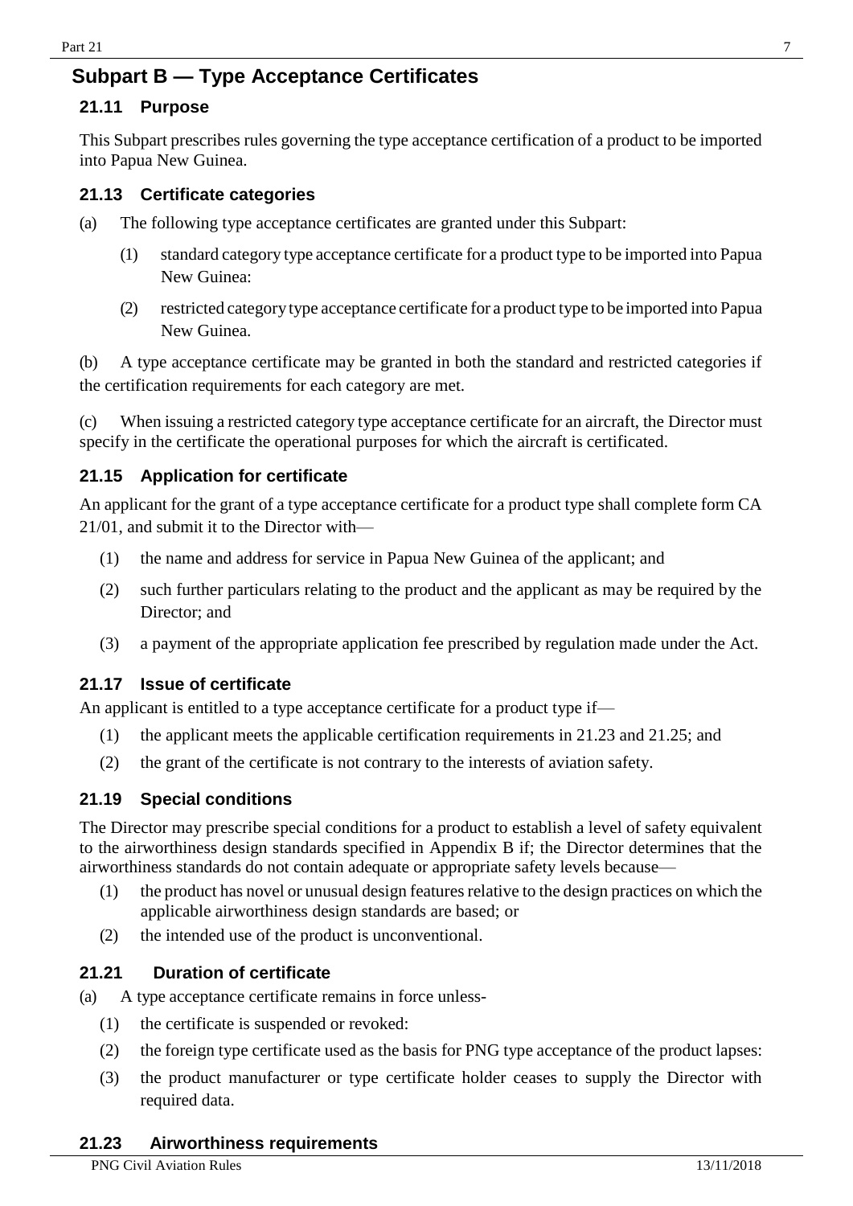## Subpart B — Type Acceptance Certificates

### 21.11 Purpose

This Subpart prescribes rules governing the type acceptance certification of a product to be imported into Papua New Guinea.

### 21.13 Certificate categories

(a) The following type acceptance certificates are granted under this Subpart:

(1) standard category type acceptance certificate for a product type to be imported into Papua New Guinea:

(2) restricted category type acceptance certificate for a product type to be imported into Papua New Guinea.

(b) A type acceptance certificate may be granted in both the standard and restricted categories if the certification requirements for each category are met.

(c) When issuing a restricted category type acceptance certificate for an aircraft, the Director must specify in the certificate the operational purposes for which the aircraft is certificated.

### 21.15 Application for certificate

An applicant for the grant of a type acceptance certificate for a product type shall complete form CA 21/01, and submit it to the Director with—

(1) the name and address for service in Papua New Guinea of the applicant; and

(2) such further particulars relating to the product and the applicant as may be required by the Director; and

(3) a payment of the appropriate application fee prescribed by regulation made under the Act.

### 21.17 Issue of certificate

An applicant is entitled to a type acceptance certificate for a product type if—

(1) the applicant meets the applicable certification requirements in 21.23 and 21.25; and

(2) the grant of the certificate is not contrary to the interests of aviation safety.

### 21.19 Special conditions

The Director may prescribe special conditions for a product to establish a level of safety equivalent to the airworthiness design standards specified in Appendix B if; the Director determines that the airworthiness standards do not contain adequate or appropriate safety levels because—

(1) the product has novel or unusual design features relative to the design practices on which the applicable airworthiness design standards are based; or

(2) the intended use of the product is unconventional.

### 21.21 Duration of certificate

(a) A type acceptance certificate remains in force unless-

(1) the certificate is suspended or revoked:

(2) the foreign type certificate used as the basis for PNG type acceptance of the product lapses:

(3) the product manufacturer or type certificate holder ceases to supply the Director with required data.

### 21.23 Airworthiness requirements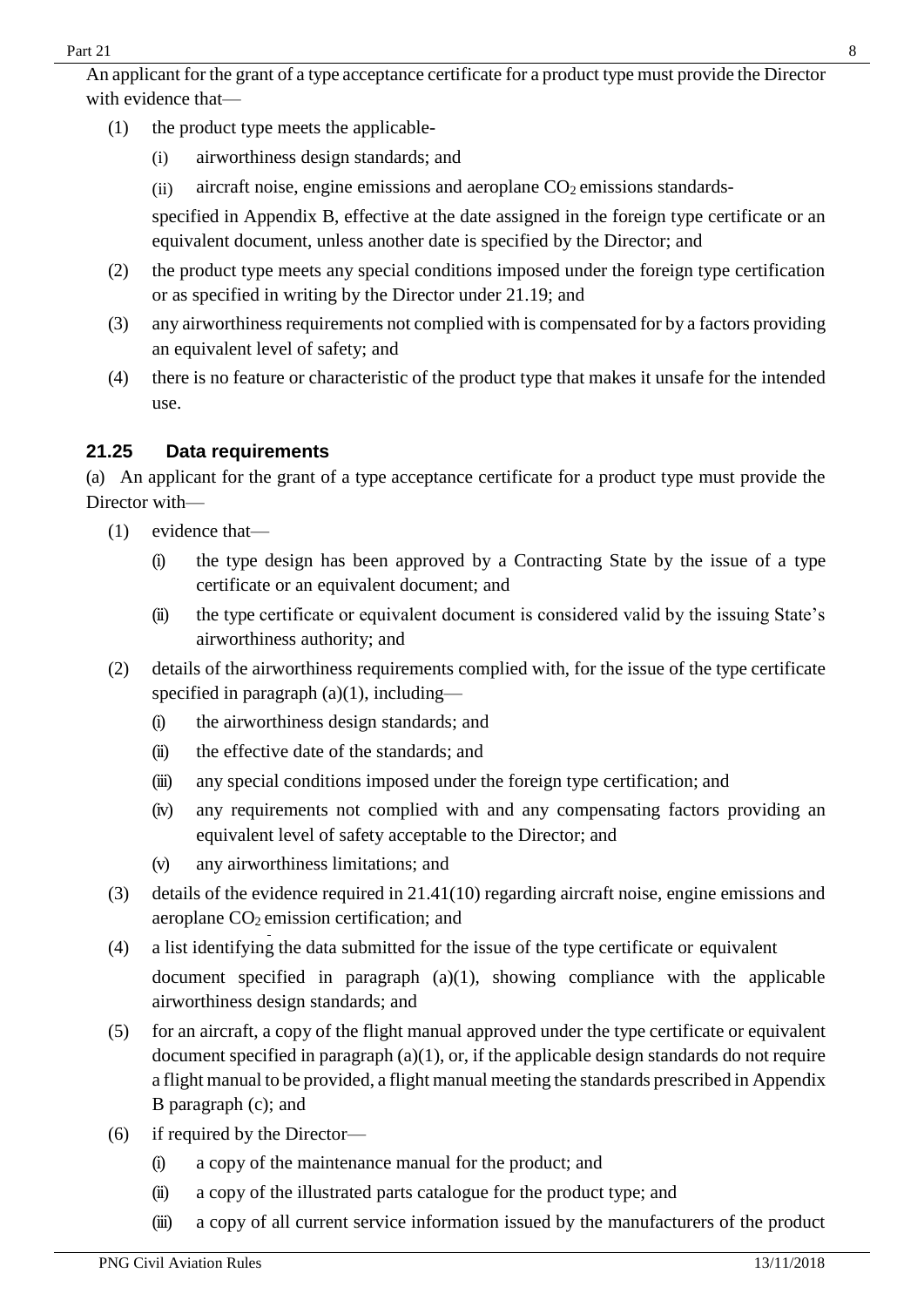An applicant for the grant of a type acceptance certificate for a product type must provide the Director with evidence that—

(1) the product type meets the applicable-

  (i) airworthiness design standards; and

  (ii) aircraft noise, engine emissions and aeroplane $CO_2$ emissions standards-

  specified in Appendix B, effective at the date assigned in the foreign type certificate or an equivalent document, unless another date is specified by the Director; and

(2) the product type meets any special conditions imposed under the foreign type certification or as specified in writing by the Director under 21.19; and

(3) any airworthiness requirements not complied with is compensated for by a factors providing an equivalent level of safety; and

(4) there is no feature or characteristic of the product type that makes it unsafe for the intended use.

### 21.25 Data requirements

(a) An applicant for the grant of a type acceptance certificate for a product type must provide the Director with—

(1) evidence that—

  (i) the type design has been approved by a Contracting State by the issue of a type certificate or an equivalent document; and

  (ii) the type certificate or equivalent document is considered valid by the issuing State's airworthiness authority; and

(2) details of the airworthiness requirements complied with, for the issue of the type certificate specified in paragraph (a)(1), including—

  (i) the airworthiness design standards; and

  (ii) the effective date of the standards; and

  (iii) any special conditions imposed under the foreign type certification; and

  (iv) any requirements not complied with and any compensating factors providing an equivalent level of safety acceptable to the Director; and

  (v) any airworthiness limitations; and

(3) details of the evidence required in 21.41(10) regarding aircraft noise, engine emissions and aeroplane $CO_2$ emission certification; and

(4) a list identifying the data submitted for the issue of the type certificate or equivalent document specified in paragraph (a)(1), showing compliance with the applicable airworthiness design standards; and

(5) for an aircraft, a copy of the flight manual approved under the type certificate or equivalent document specified in paragraph (a)(1), or, if the applicable design standards do not require a flight manual to be provided, a flight manual meeting the standards prescribed in Appendix B paragraph (c); and

(6) if required by the Director—

  (i) a copy of the maintenance manual for the product; and

  (ii) a copy of the illustrated parts catalogue for the product type; and

  (iii) a copy of all current service information issued by the manufacturers of the product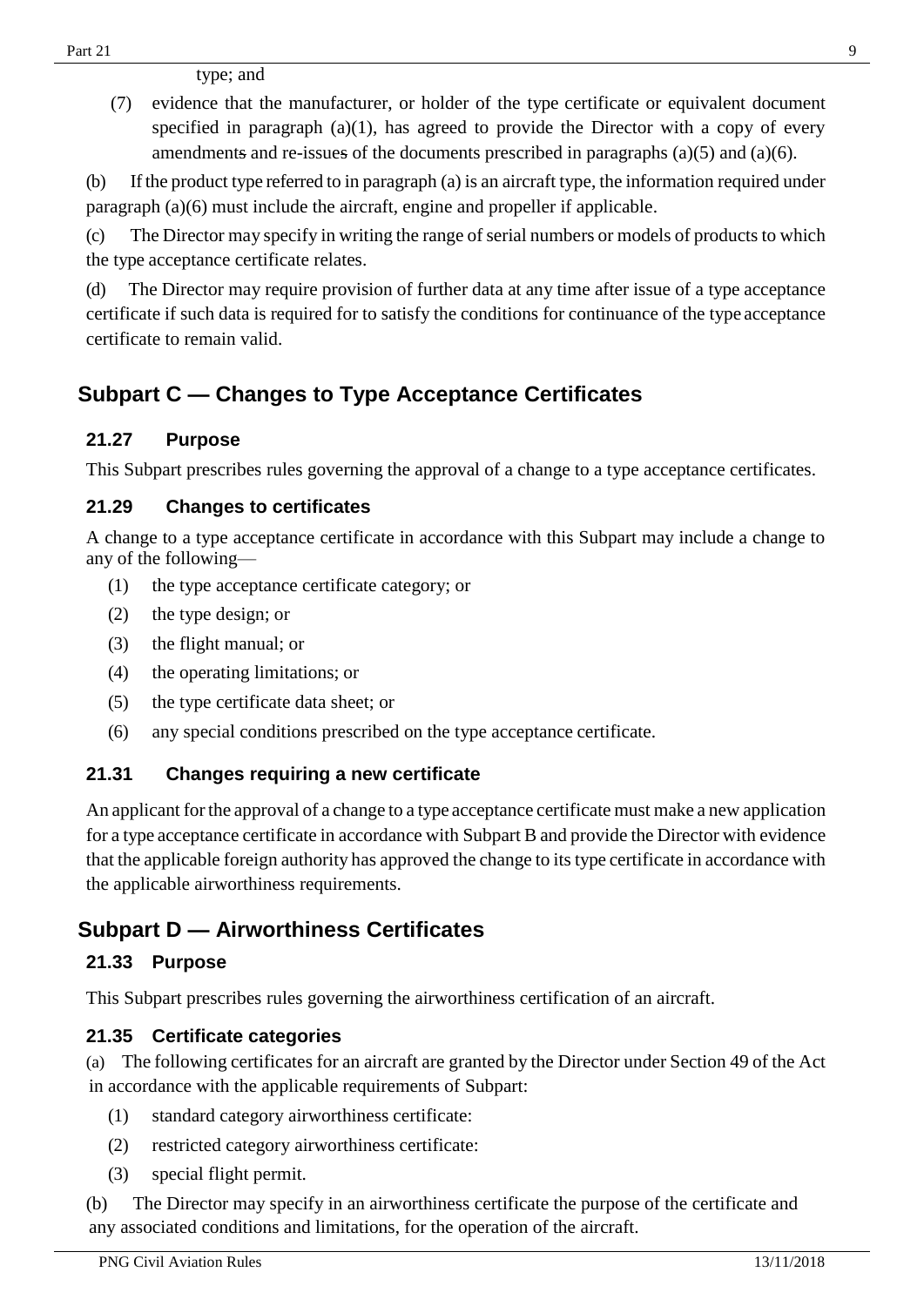type; and

(7) evidence that the manufacturer, or holder of the type certificate or equivalent document specified in paragraph (a)(1), has agreed to provide the Director with a copy of every amendments and re-issues of the documents prescribed in paragraphs (a)(5) and (a)(6).

(b) If the product type referred to in paragraph (a) is an aircraft type, the information required under paragraph (a)(6) must include the aircraft, engine and propeller if applicable.

(c) The Director may specify in writing the range of serial numbers or models of products to which the type acceptance certificate relates.

(d) The Director may require provision of further data at any time after issue of a type acceptance certificate if such data is required for to satisfy the conditions for continuance of the type acceptance certificate to remain valid.

## Subpart C — Changes to Type Acceptance Certificates

### 21.27 Purpose

This Subpart prescribes rules governing the approval of a change to a type acceptance certificates.

### 21.29 Changes to certificates

A change to a type acceptance certificate in accordance with this Subpart may include a change to any of the following—

(1) the type acceptance certificate category; or

(2) the type design; or

(3) the flight manual; or

(4) the operating limitations; or

(5) the type certificate data sheet; or

(6) any special conditions prescribed on the type acceptance certificate.

### 21.31 Changes requiring a new certificate

An applicant for the approval of a change to a type acceptance certificate must make a new application for a type acceptance certificate in accordance with Subpart B and provide the Director with evidence that the applicable foreign authority has approved the change to its type certificate in accordance with the applicable airworthiness requirements.

## Subpart D — Airworthiness Certificates

### 21.33 Purpose

This Subpart prescribes rules governing the airworthiness certification of an aircraft.

### 21.35 Certificate categories

(a) The following certificates for an aircraft are granted by the Director under Section 49 of the Act in accordance with the applicable requirements of Subpart:

(1) standard category airworthiness certificate:

(2) restricted category airworthiness certificate:

(3) special flight permit.

(b) The Director may specify in an airworthiness certificate the purpose of the certificate and any associated conditions and limitations, for the operation of the aircraft.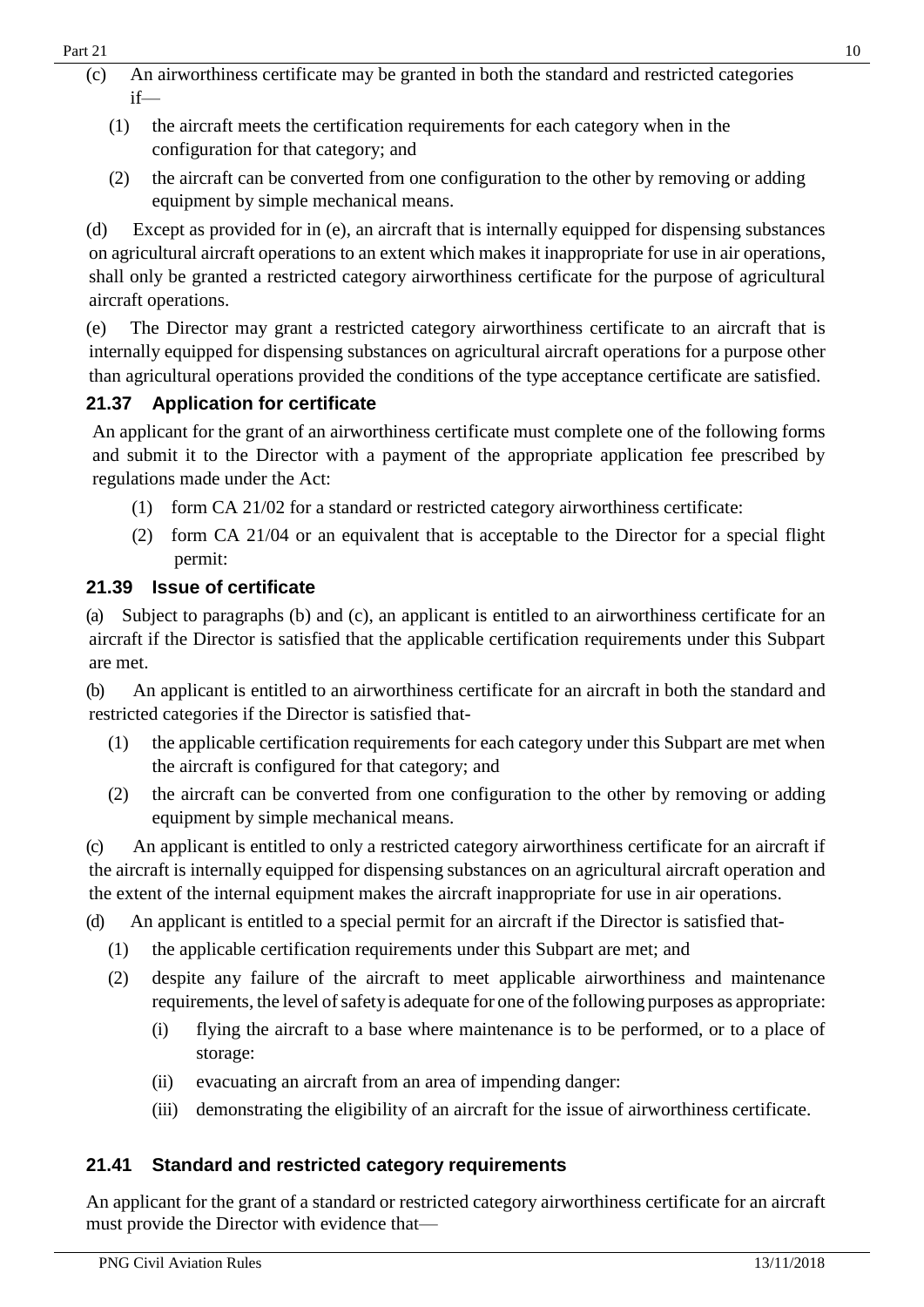(c) An airworthiness certificate may be granted in both the standard and restricted categories if—

(1) the aircraft meets the certification requirements for each category when in the configuration for that category; and

(2) the aircraft can be converted from one configuration to the other by removing or adding equipment by simple mechanical means.

(d) Except as provided for in (e), an aircraft that is internally equipped for dispensing substances on agricultural aircraft operations to an extent which makes it inappropriate for use in air operations, shall only be granted a restricted category airworthiness certificate for the purpose of agricultural aircraft operations.

(e) The Director may grant a restricted category airworthiness certificate to an aircraft that is internally equipped for dispensing substances on agricultural aircraft operations for a purpose other than agricultural operations provided the conditions of the type acceptance certificate are satisfied.

### 21.37 Application for certificate

An applicant for the grant of an airworthiness certificate must complete one of the following forms and submit it to the Director with a payment of the appropriate application fee prescribed by regulations made under the Act:

(1) form CA 21/02 for a standard or restricted category airworthiness certificate:

(2) form CA 21/04 or an equivalent that is acceptable to the Director for a special flight permit:

### 21.39 Issue of certificate

(a) Subject to paragraphs (b) and (c), an applicant is entitled to an airworthiness certificate for an aircraft if the Director is satisfied that the applicable certification requirements under this Subpart are met.

(b) An applicant is entitled to an airworthiness certificate for an aircraft in both the standard and restricted categories if the Director is satisfied that-

(1) the applicable certification requirements for each category under this Subpart are met when the aircraft is configured for that category; and

(2) the aircraft can be converted from one configuration to the other by removing or adding equipment by simple mechanical means.

(c) An applicant is entitled to only a restricted category airworthiness certificate for an aircraft if the aircraft is internally equipped for dispensing substances on an agricultural aircraft operation and the extent of the internal equipment makes the aircraft inappropriate for use in air operations.

(d) An applicant is entitled to a special permit for an aircraft if the Director is satisfied that-

(1) the applicable certification requirements under this Subpart are met; and

(2) despite any failure of the aircraft to meet applicable airworthiness and maintenance requirements, the level of safety is adequate for one of the following purposes as appropriate:

(i) flying the aircraft to a base where maintenance is to be performed, or to a place of storage:

(ii) evacuating an aircraft from an area of impending danger:

(iii) demonstrating the eligibility of an aircraft for the issue of airworthiness certificate.

### 21.41 Standard and restricted category requirements

An applicant for the grant of a standard or restricted category airworthiness certificate for an aircraft must provide the Director with evidence that—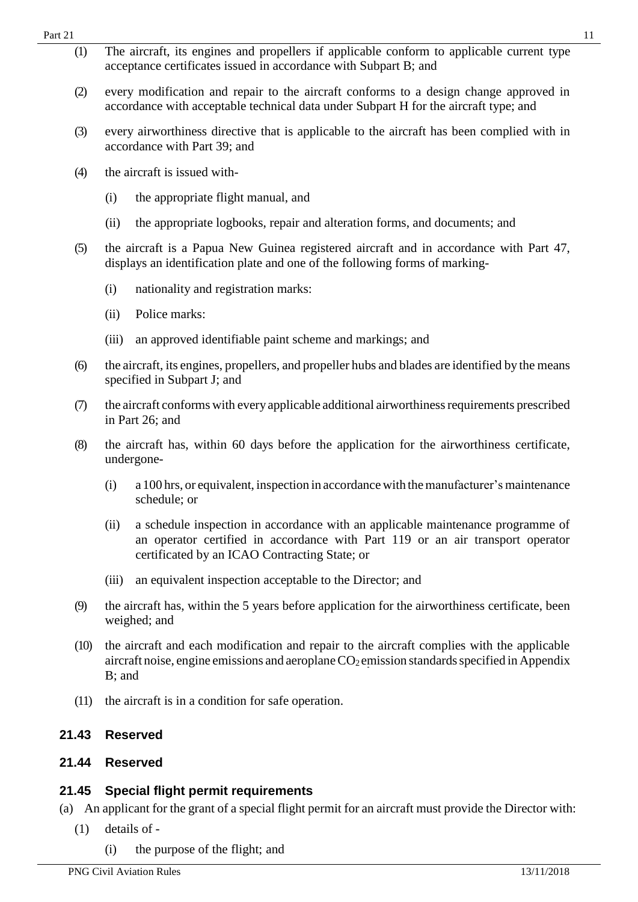(1) The aircraft, its engines and propellers if applicable conform to applicable current type acceptance certificates issued in accordance with Subpart B; and

(2) every modification and repair to the aircraft conforms to a design change approved in accordance with acceptable technical data under Subpart H for the aircraft type; and

(3) every airworthiness directive that is applicable to the aircraft has been complied with in accordance with Part 39; and

(4) the aircraft is issued with-

 (i) the appropriate flight manual, and

 (ii) the appropriate logbooks, repair and alteration forms, and documents; and

(5) the aircraft is a Papua New Guinea registered aircraft and in accordance with Part 47, displays an identification plate and one of the following forms of marking-

 (i) nationality and registration marks:

 (ii) Police marks:

 (iii) an approved identifiable paint scheme and markings; and

(6) the aircraft, its engines, propellers, and propeller hubs and blades are identified by the means specified in Subpart J; and

(7) the aircraft conforms with every applicable additional airworthiness requirements prescribed in Part 26; and

(8) the aircraft has, within 60 days before the application for the airworthiness certificate, undergone-

 (i) a 100 hrs, or equivalent, inspection in accordance with the manufacturer's maintenance schedule; or

 (ii) a schedule inspection in accordance with an applicable maintenance programme of an operator certified in accordance with Part 119 or an air transport operator certificated by an ICAO Contracting State; or

 (iii) an equivalent inspection acceptable to the Director; and

(9) the aircraft has, within the 5 years before application for the airworthiness certificate, been weighed; and

(10) the aircraft and each modification and repair to the aircraft complies with the applicable aircraft noise, engine emissions and aeroplane $CO_2$ emission standards specified in Appendix B; and

(11) the aircraft is in a condition for safe operation.

### 21.43 Reserved

### 21.44 Reserved

### 21.45 Special flight permit requirements

(a) An applicant for the grant of a special flight permit for an aircraft must provide the Director with:

 (1) details of -

  (i) the purpose of the flight; and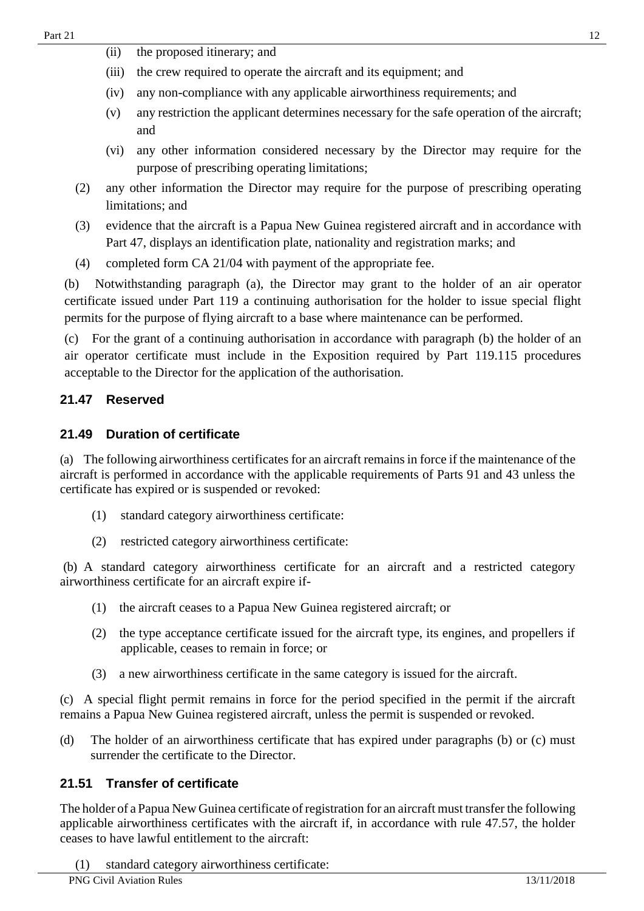(ii) the proposed itinerary; and

(iii) the crew required to operate the aircraft and its equipment; and

(iv) any non-compliance with any applicable airworthiness requirements; and

(v) any restriction the applicant determines necessary for the safe operation of the aircraft; and

(vi) any other information considered necessary by the Director may require for the purpose of prescribing operating limitations;

(2) any other information the Director may require for the purpose of prescribing operating limitations; and

(3) evidence that the aircraft is a Papua New Guinea registered aircraft and in accordance with Part 47, displays an identification plate, nationality and registration marks; and

(4) completed form CA 21/04 with payment of the appropriate fee.

(b) Notwithstanding paragraph (a), the Director may grant to the holder of an air operator certificate issued under Part 119 a continuing authorisation for the holder to issue special flight permits for the purpose of flying aircraft to a base where maintenance can be performed.

(c) For the grant of a continuing authorisation in accordance with paragraph (b) the holder of an air operator certificate must include in the Exposition required by Part 119.115 procedures acceptable to the Director for the application of the authorisation.

### 21.47 Reserved

### 21.49 Duration of certificate

(a) The following airworthiness certificates for an aircraft remains in force if the maintenance of the aircraft is performed in accordance with the applicable requirements of Parts 91 and 43 unless the certificate has expired or is suspended or revoked:

(1) standard category airworthiness certificate:

(2) restricted category airworthiness certificate:

(b) A standard category airworthiness certificate for an aircraft and a restricted category airworthiness certificate for an aircraft expire if-

(1) the aircraft ceases to a Papua New Guinea registered aircraft; or

(2) the type acceptance certificate issued for the aircraft type, its engines, and propellers if applicable, ceases to remain in force; or

(3) a new airworthiness certificate in the same category is issued for the aircraft.

(c) A special flight permit remains in force for the period specified in the permit if the aircraft remains a Papua New Guinea registered aircraft, unless the permit is suspended or revoked.

(d) The holder of an airworthiness certificate that has expired under paragraphs (b) or (c) must surrender the certificate to the Director.

### 21.51 Transfer of certificate

The holder of a Papua New Guinea certificate of registration for an aircraft must transfer the following applicable airworthiness certificates with the aircraft if, in accordance with rule 47.57, the holder ceases to have lawful entitlement to the aircraft:

(1) standard category airworthiness certificate: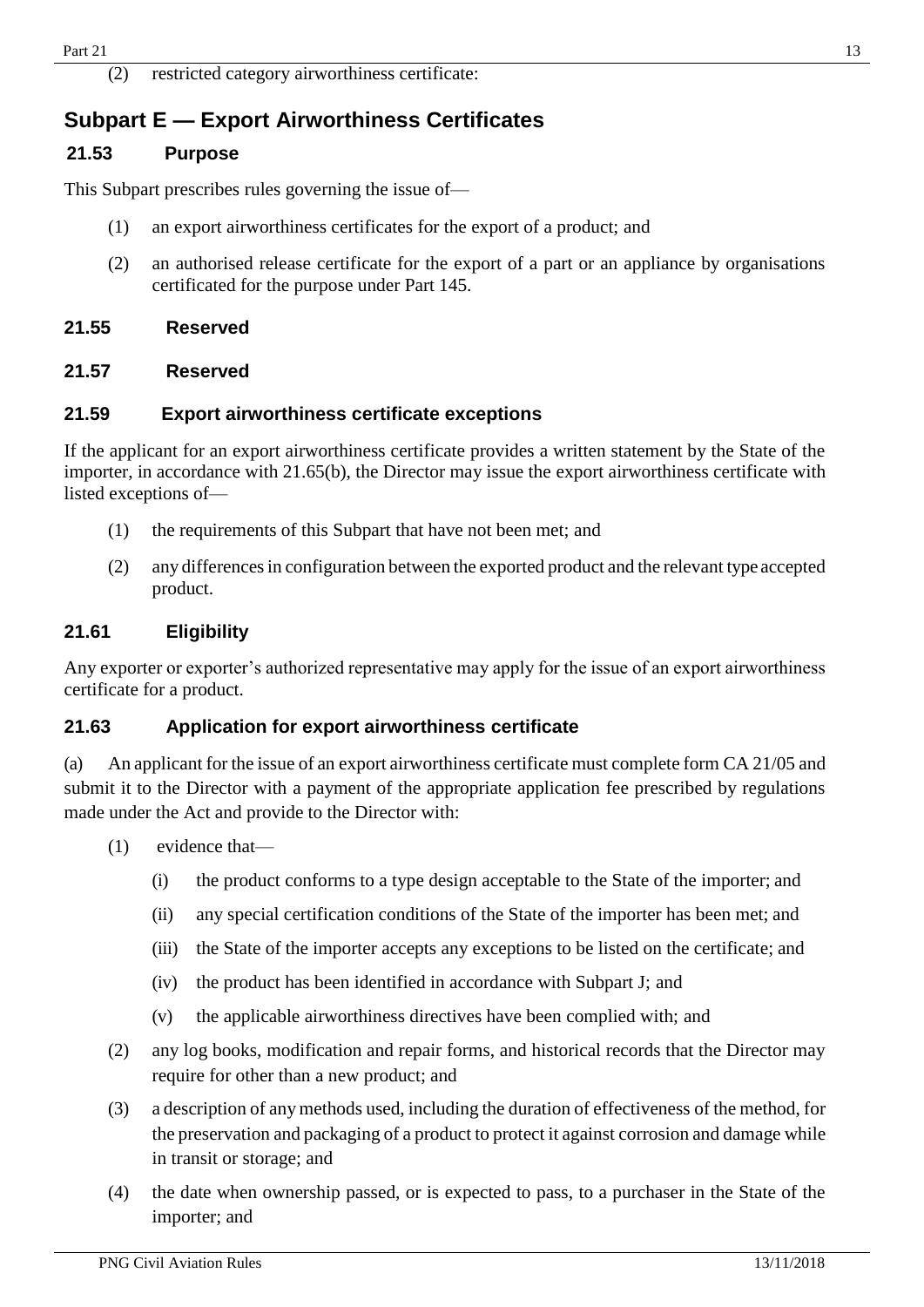(2) restricted category airworthiness certificate:

## Subpart E — Export Airworthiness Certificates

### 21.53 Purpose

This Subpart prescribes rules governing the issue of—

(1) an export airworthiness certificates for the export of a product; and

(2) an authorised release certificate for the export of a part or an appliance by organisations certificated for the purpose under Part 145.

### 21.55 Reserved

### 21.57 Reserved

### 21.59 Export airworthiness certificate exceptions

If the applicant for an export airworthiness certificate provides a written statement by the State of the importer, in accordance with 21.65(b), the Director may issue the export airworthiness certificate with listed exceptions of—

(1) the requirements of this Subpart that have not been met; and

(2) any differences in configuration between the exported product and the relevant type accepted product.

### 21.61 Eligibility

Any exporter or exporter's authorized representative may apply for the issue of an export airworthiness certificate for a product.

### 21.63 Application for export airworthiness certificate

(a) An applicant for the issue of an export airworthiness certificate must complete form CA 21/05 and submit it to the Director with a payment of the appropriate application fee prescribed by regulations made under the Act and provide to the Director with:

(1) evidence that—

(i) the product conforms to a type design acceptable to the State of the importer; and

(ii) any special certification conditions of the State of the importer has been met; and

(iii) the State of the importer accepts any exceptions to be listed on the certificate; and

(iv) the product has been identified in accordance with Subpart J; and

(v) the applicable airworthiness directives have been complied with; and

(2) any log books, modification and repair forms, and historical records that the Director may require for other than a new product; and

(3) a description of any methods used, including the duration of effectiveness of the method, for the preservation and packaging of a product to protect it against corrosion and damage while in transit or storage; and

(4) the date when ownership passed, or is expected to pass, to a purchaser in the State of the importer; and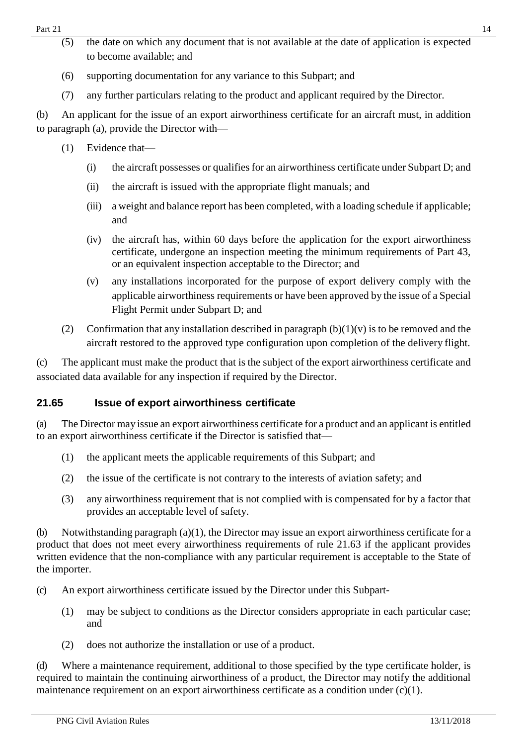(5) the date on which any document that is not available at the date of application is expected to become available; and

(6) supporting documentation for any variance to this Subpart; and

(7) any further particulars relating to the product and applicant required by the Director.

(b) An applicant for the issue of an export airworthiness certificate for an aircraft must, in addition to paragraph (a), provide the Director with—

(1) Evidence that—

(i) the aircraft possesses or qualifies for an airworthiness certificate under Subpart D; and

(ii) the aircraft is issued with the appropriate flight manuals; and

(iii) a weight and balance report has been completed, with a loading schedule if applicable; and

(iv) the aircraft has, within 60 days before the application for the export airworthiness certificate, undergone an inspection meeting the minimum requirements of Part 43, or an equivalent inspection acceptable to the Director; and

(v) any installations incorporated for the purpose of export delivery comply with the applicable airworthiness requirements or have been approved by the issue of a Special Flight Permit under Subpart D; and

(2) Confirmation that any installation described in paragraph (b)(1)(v) is to be removed and the aircraft restored to the approved type configuration upon completion of the delivery flight.

(c) The applicant must make the product that is the subject of the export airworthiness certificate and associated data available for any inspection if required by the Director.

### 21.65 Issue of export airworthiness certificate

(a) The Director may issue an export airworthiness certificate for a product and an applicant is entitled to an export airworthiness certificate if the Director is satisfied that—

(1) the applicant meets the applicable requirements of this Subpart; and

(2) the issue of the certificate is not contrary to the interests of aviation safety; and

(3) any airworthiness requirement that is not complied with is compensated for by a factor that provides an acceptable level of safety.

(b) Notwithstanding paragraph (a)(1), the Director may issue an export airworthiness certificate for a product that does not meet every airworthiness requirements of rule 21.63 if the applicant provides written evidence that the non-compliance with any particular requirement is acceptable to the State of the importer.

(c) An export airworthiness certificate issued by the Director under this Subpart-

(1) may be subject to conditions as the Director considers appropriate in each particular case; and

(2) does not authorize the installation or use of a product.

(d) Where a maintenance requirement, additional to those specified by the type certificate holder, is required to maintain the continuing airworthiness of a product, the Director may notify the additional maintenance requirement on an export airworthiness certificate as a condition under (c)(1).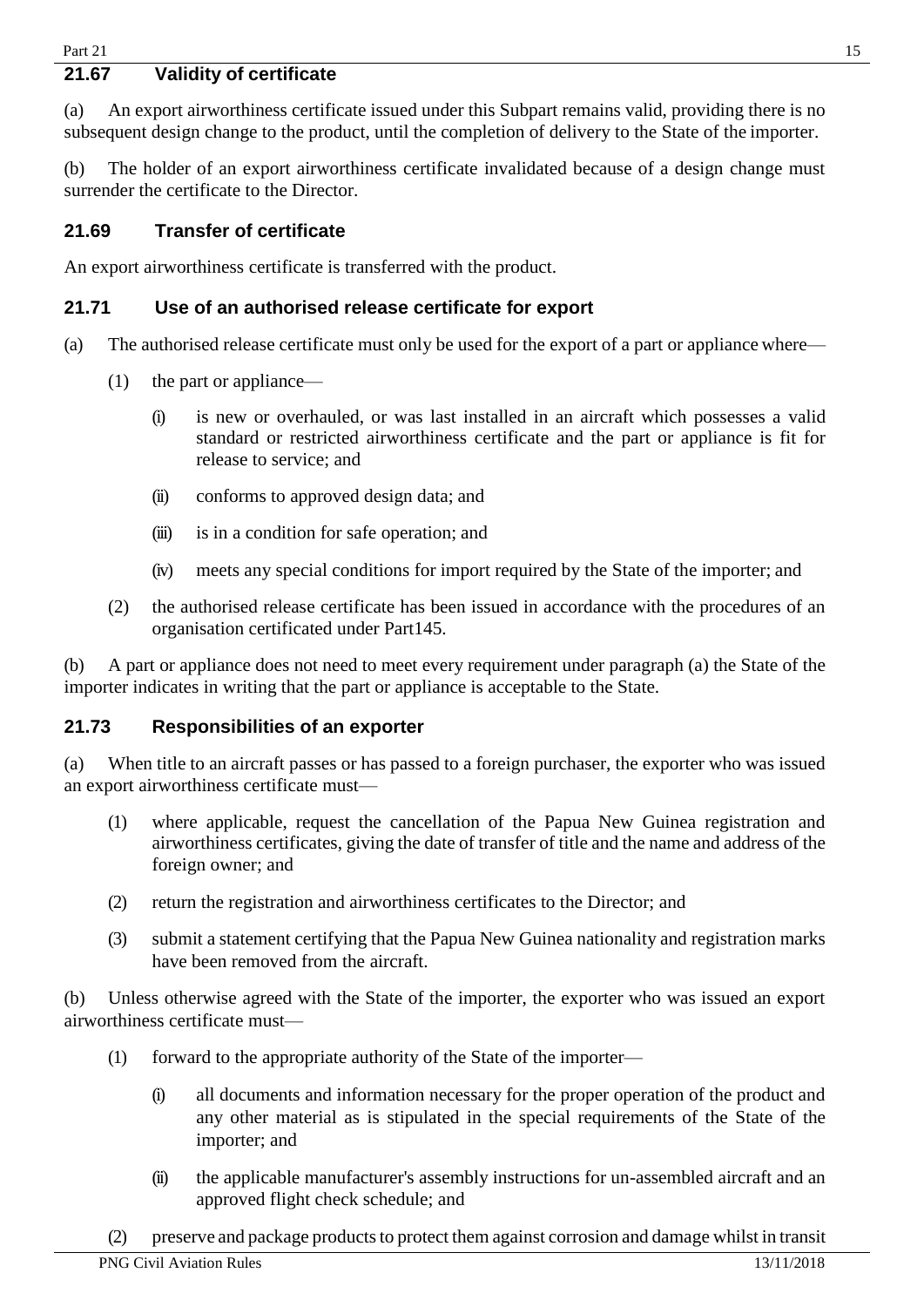### 21.67 Validity of certificate

(a) An export airworthiness certificate issued under this Subpart remains valid, providing there is no subsequent design change to the product, until the completion of delivery to the State of the importer.

(b) The holder of an export airworthiness certificate invalidated because of a design change must surrender the certificate to the Director.

### 21.69 Transfer of certificate

An export airworthiness certificate is transferred with the product.

### 21.71 Use of an authorised release certificate for export

(a) The authorised release certificate must only be used for the export of a part or appliance where—

- (1) the part or appliance—
  - (i) is new or overhauled, or was last installed in an aircraft which possesses a valid standard or restricted airworthiness certificate and the part or appliance is fit for release to service; and
  - (ii) conforms to approved design data; and
  - (iii) is in a condition for safe operation; and
  - (iv) meets any special conditions for import required by the State of the importer; and
- (2) the authorised release certificate has been issued in accordance with the procedures of an organisation certificated under Part145.

(b) A part or appliance does not need to meet every requirement under paragraph (a) the State of the importer indicates in writing that the part or appliance is acceptable to the State.

### 21.73 Responsibilities of an exporter

(a) When title to an aircraft passes or has passed to a foreign purchaser, the exporter who was issued an export airworthiness certificate must—

- (1) where applicable, request the cancellation of the Papua New Guinea registration and airworthiness certificates, giving the date of transfer of title and the name and address of the foreign owner; and
- (2) return the registration and airworthiness certificates to the Director; and
- (3) submit a statement certifying that the Papua New Guinea nationality and registration marks have been removed from the aircraft.

(b) Unless otherwise agreed with the State of the importer, the exporter who was issued an export airworthiness certificate must—

- (1) forward to the appropriate authority of the State of the importer—
  - (i) all documents and information necessary for the proper operation of the product and any other material as is stipulated in the special requirements of the State of the importer; and
  - (ii) the applicable manufacturer's assembly instructions for un-assembled aircraft and an approved flight check schedule; and
- (2) preserve and package products to protect them against corrosion and damage whilst in transit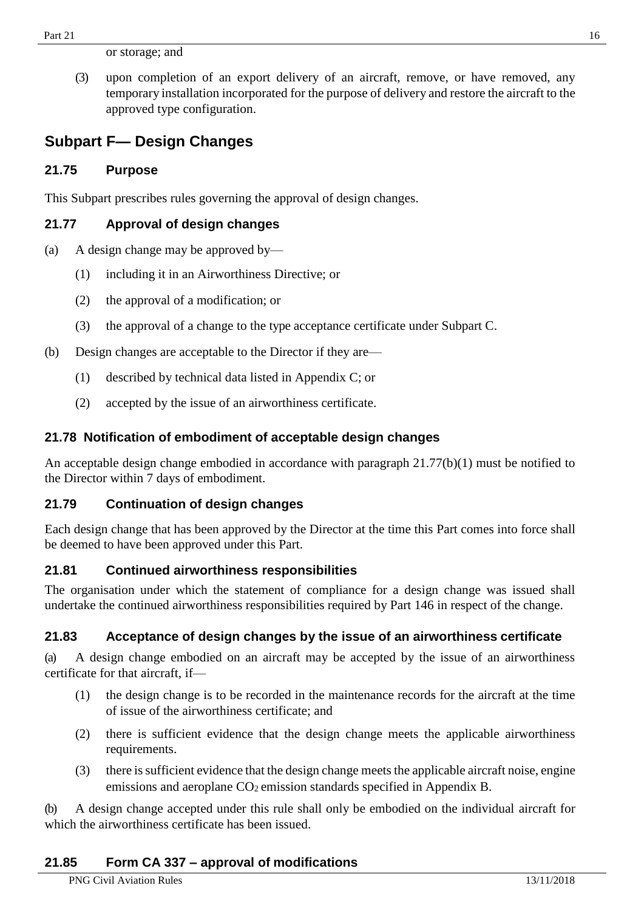or storage; and

(3) upon completion of an export delivery of an aircraft, remove, or have removed, any temporary installation incorporated for the purpose of delivery and restore the aircraft to the approved type configuration.

## Subpart F— Design Changes

### 21.75 Purpose

This Subpart prescribes rules governing the approval of design changes.

### 21.77 Approval of design changes

(a) A design change may be approved by—

(1) including it in an Airworthiness Directive; or

(2) the approval of a modification; or

(3) the approval of a change to the type acceptance certificate under Subpart C.

(b) Design changes are acceptable to the Director if they are—

(1) described by technical data listed in Appendix C; or

(2) accepted by the issue of an airworthiness certificate.

### 21.78 Notification of embodiment of acceptable design changes

An acceptable design change embodied in accordance with paragraph 21.77(b)(1) must be notified to the Director within 7 days of embodiment.

### 21.79 Continuation of design changes

Each design change that has been approved by the Director at the time this Part comes into force shall be deemed to have been approved under this Part.

### 21.81 Continued airworthiness responsibilities

The organisation under which the statement of compliance for a design change was issued shall undertake the continued airworthiness responsibilities required by Part 146 in respect of the change.

### 21.83 Acceptance of design changes by the issue of an airworthiness certificate

(a) A design change embodied on an aircraft may be accepted by the issue of an airworthiness certificate for that aircraft, if—

(1) the design change is to be recorded in the maintenance records for the aircraft at the time of issue of the airworthiness certificate; and

(2) there is sufficient evidence that the design change meets the applicable airworthiness requirements.

(3) there is sufficient evidence that the design change meets the applicable aircraft noise, engine emissions and aeroplane $CO_2$ emission standards specified in Appendix B.

(b) A design change accepted under this rule shall only be embodied on the individual aircraft for which the airworthiness certificate has been issued.

### 21.85 Form CA 337 – approval of modifications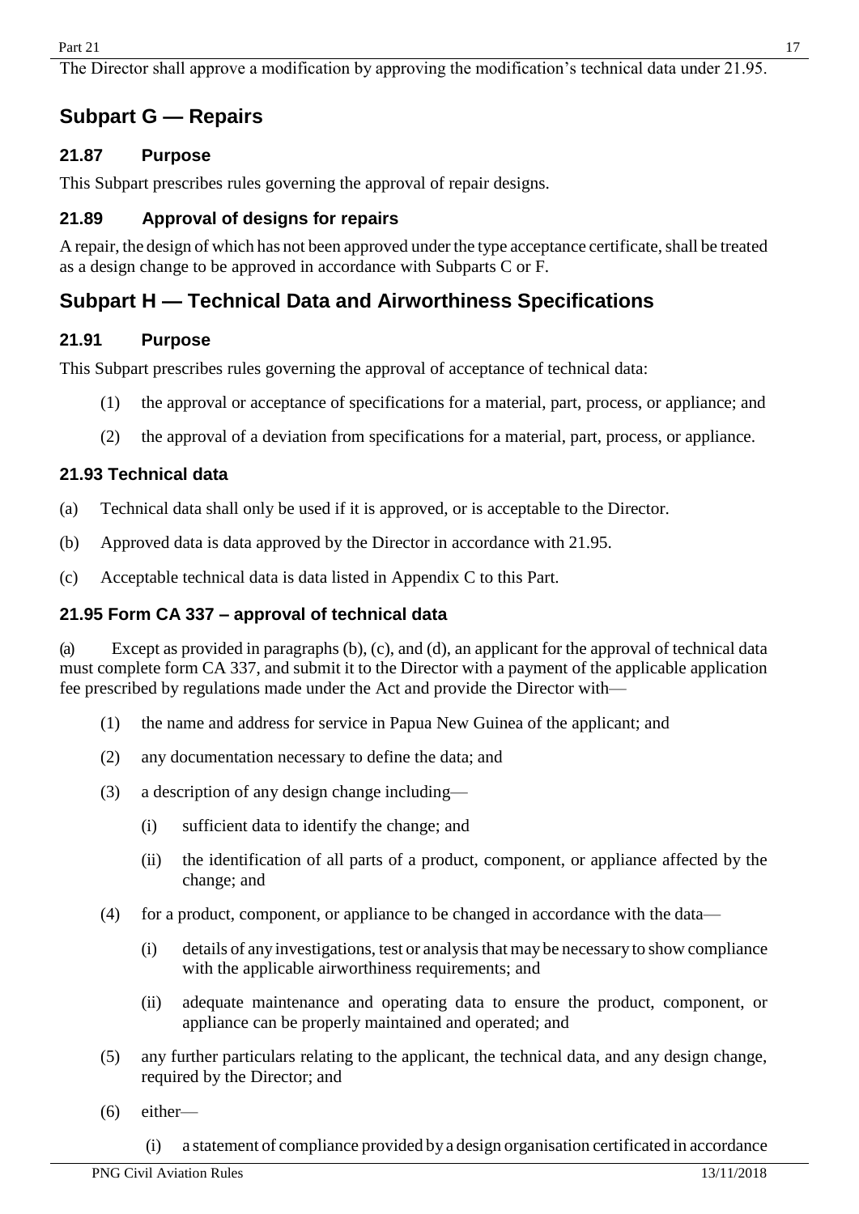The Director shall approve a modification by approving the modification's technical data under 21.95.

## Subpart G — Repairs

### 21.87 Purpose

This Subpart prescribes rules governing the approval of repair designs.

### 21.89 Approval of designs for repairs

A repair, the design of which has not been approved under the type acceptance certificate, shall be treated as a design change to be approved in accordance with Subparts C or F.

## Subpart H — Technical Data and Airworthiness Specifications

### 21.91 Purpose

This Subpart prescribes rules governing the approval of acceptance of technical data:

(1) the approval or acceptance of specifications for a material, part, process, or appliance; and

(2) the approval of a deviation from specifications for a material, part, process, or appliance.

### 21.93 Technical data

(a) Technical data shall only be used if it is approved, or is acceptable to the Director.

(b) Approved data is data approved by the Director in accordance with 21.95.

(c) Acceptable technical data is data listed in Appendix C to this Part.

### 21.95 Form CA 337 – approval of technical data

(a) Except as provided in paragraphs (b), (c), and (d), an applicant for the approval of technical data must complete form CA 337, and submit it to the Director with a payment of the applicable application fee prescribed by regulations made under the Act and provide the Director with—

(1) the name and address for service in Papua New Guinea of the applicant; and

(2) any documentation necessary to define the data; and

(3) a description of any design change including—

(i) sufficient data to identify the change; and

(ii) the identification of all parts of a product, component, or appliance affected by the change; and

(4) for a product, component, or appliance to be changed in accordance with the data—

(i) details of any investigations, test or analysis that may be necessary to show compliance with the applicable airworthiness requirements; and

(ii) adequate maintenance and operating data to ensure the product, component, or appliance can be properly maintained and operated; and

(5) any further particulars relating to the applicant, the technical data, and any design change, required by the Director; and

(6) either—

(i) a statement of compliance provided by a design organisation certificated in accordance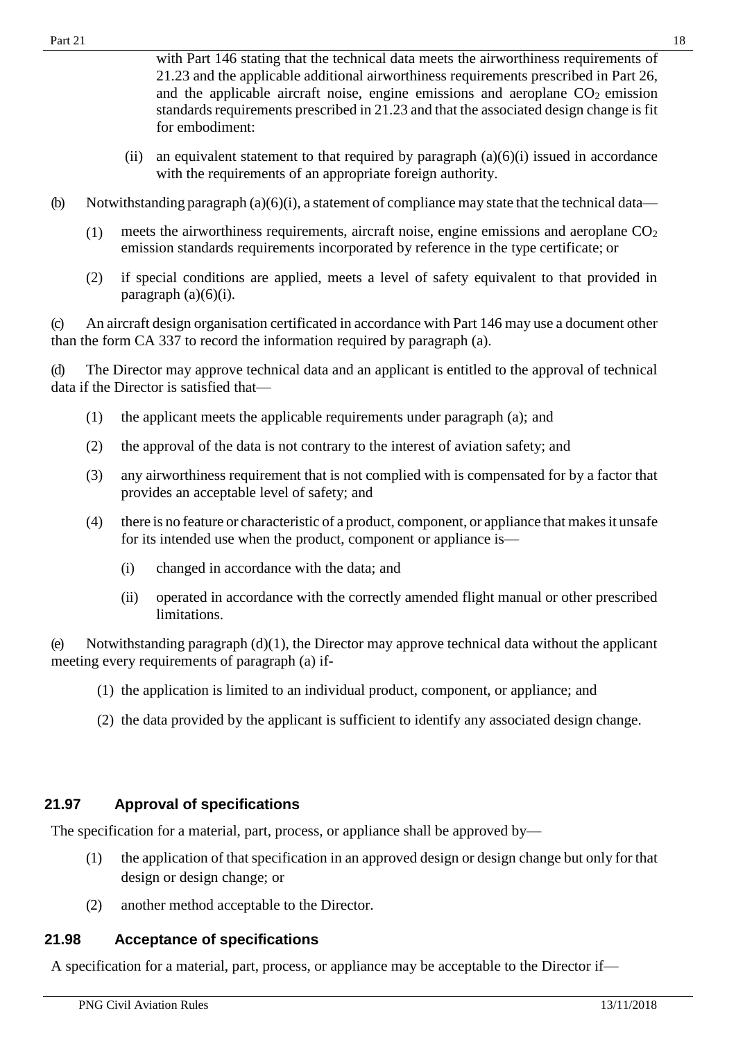with Part 146 stating that the technical data meets the airworthiness requirements of 21.23 and the applicable additional airworthiness requirements prescribed in Part 26, and the applicable aircraft noise, engine emissions and aeroplane $CO_2$ emission standards requirements prescribed in 21.23 and that the associated design change is fit for embodiment:

(ii) an equivalent statement to that required by paragraph (a)(6)(i) issued in accordance with the requirements of an appropriate foreign authority.

(b) Notwithstanding paragraph (a)(6)(i), a statement of compliance may state that the technical data—

(1) meets the airworthiness requirements, aircraft noise, engine emissions and aeroplane $CO_2$ emission standards requirements incorporated by reference in the type certificate; or

(2) if special conditions are applied, meets a level of safety equivalent to that provided in paragraph (a)(6)(i).

(c) An aircraft design organisation certificated in accordance with Part 146 may use a document other than the form CA 337 to record the information required by paragraph (a).

(d) The Director may approve technical data and an applicant is entitled to the approval of technical data if the Director is satisfied that—

(1) the applicant meets the applicable requirements under paragraph (a); and

(2) the approval of the data is not contrary to the interest of aviation safety; and

(3) any airworthiness requirement that is not complied with is compensated for by a factor that provides an acceptable level of safety; and

(4) there is no feature or characteristic of a product, component, or appliance that makes it unsafe for its intended use when the product, component or appliance is—

(i) changed in accordance with the data; and

(ii) operated in accordance with the correctly amended flight manual or other prescribed limitations.

(e) Notwithstanding paragraph (d)(1), the Director may approve technical data without the applicant meeting every requirements of paragraph (a) if-

(1) the application is limited to an individual product, component, or appliance; and

(2) the data provided by the applicant is sufficient to identify any associated design change.

### 21.97 Approval of specifications

The specification for a material, part, process, or appliance shall be approved by—

(1) the application of that specification in an approved design or design change but only for that design or design change; or

(2) another method acceptable to the Director.

### 21.98 Acceptance of specifications

A specification for a material, part, process, or appliance may be acceptable to the Director if—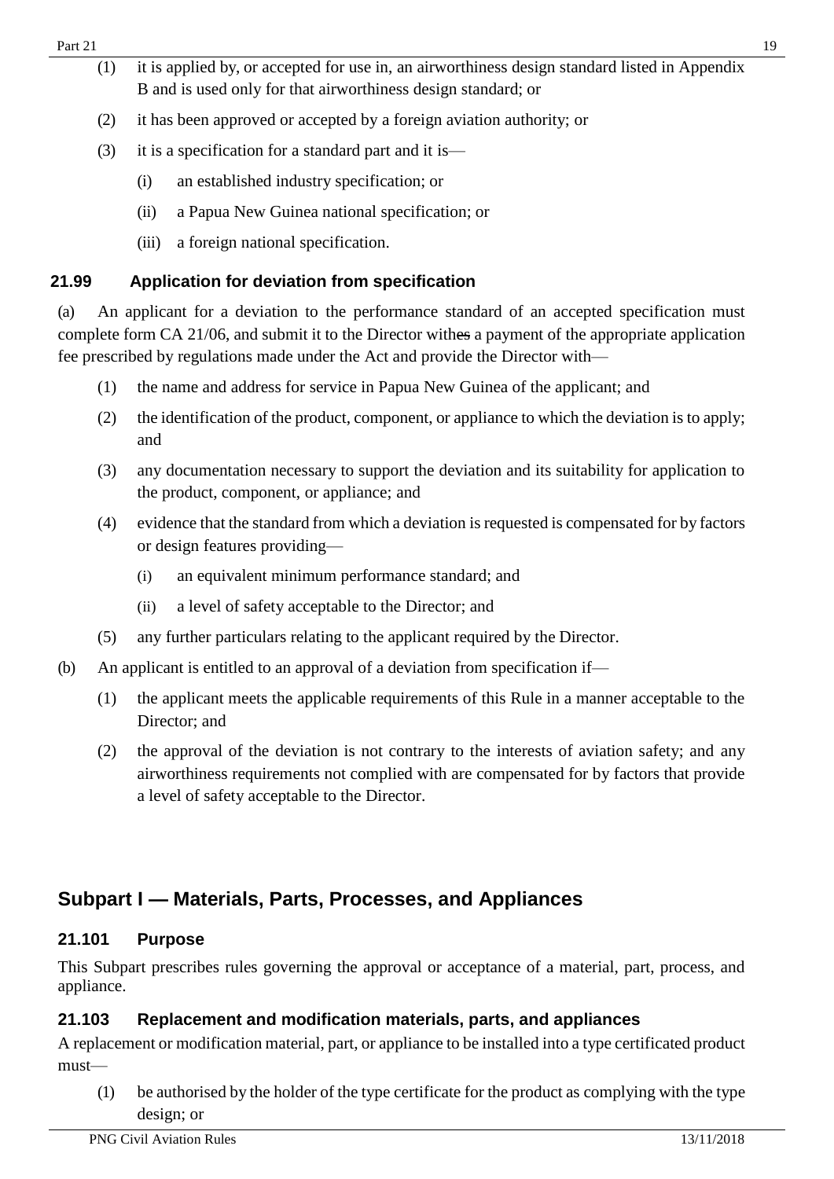(1) it is applied by, or accepted for use in, an airworthiness design standard listed in Appendix B and is used only for that airworthiness design standard; or

(2) it has been approved or accepted by a foreign aviation authority; or

(3) it is a specification for a standard part and it is—

(i) an established industry specification; or

(ii) a Papua New Guinea national specification; or

(iii) a foreign national specification.

### 21.99 Application for deviation from specification

(a) An applicant for a deviation to the performance standard of an accepted specification must complete form CA 21/06, and submit it to the Director withes a payment of the appropriate application fee prescribed by regulations made under the Act and provide the Director with—

(1) the name and address for service in Papua New Guinea of the applicant; and

(2) the identification of the product, component, or appliance to which the deviation is to apply; and

(3) any documentation necessary to support the deviation and its suitability for application to the product, component, or appliance; and

(4) evidence that the standard from which a deviation is requested is compensated for by factors or design features providing—

(i) an equivalent minimum performance standard; and

(ii) a level of safety acceptable to the Director; and

(5) any further particulars relating to the applicant required by the Director.

(b) An applicant is entitled to an approval of a deviation from specification if—

(1) the applicant meets the applicable requirements of this Rule in a manner acceptable to the Director; and

(2) the approval of the deviation is not contrary to the interests of aviation safety; and any airworthiness requirements not complied with are compensated for by factors that provide a level of safety acceptable to the Director.

## Subpart I — Materials, Parts, Processes, and Appliances

### 21.101 Purpose

This Subpart prescribes rules governing the approval or acceptance of a material, part, process, and appliance.

### 21.103 Replacement and modification materials, parts, and appliances

A replacement or modification material, part, or appliance to be installed into a type certificated product must—

(1) be authorised by the holder of the type certificate for the product as complying with the type design; or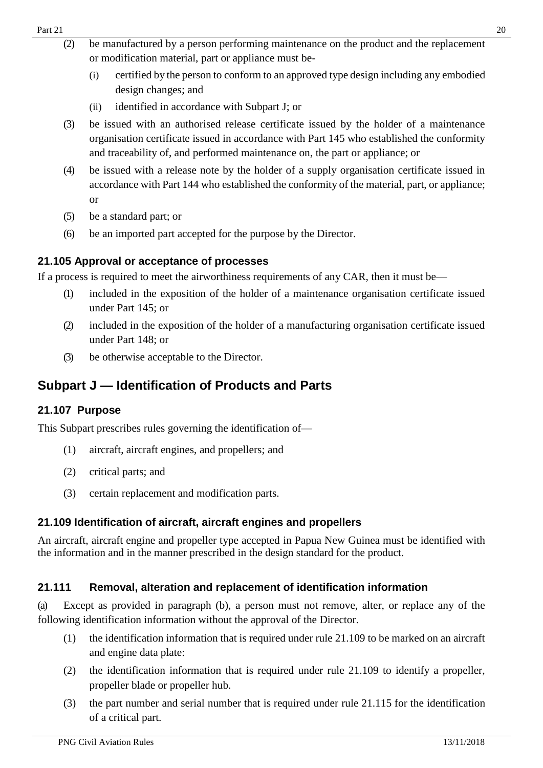(2) be manufactured by a person performing maintenance on the product and the replacement or modification material, part or appliance must be-

  (i) certified by the person to conform to an approved type design including any embodied design changes; and

  (ii) identified in accordance with Subpart J; or

(3) be issued with an authorised release certificate issued by the holder of a maintenance organisation certificate issued in accordance with Part 145 who established the conformity and traceability of, and performed maintenance on, the part or appliance; or

(4) be issued with a release note by the holder of a supply organisation certificate issued in accordance with Part 144 who established the conformity of the material, part, or appliance; or

(5) be a standard part; or

(6) be an imported part accepted for the purpose by the Director.

### 21.105 Approval or acceptance of processes

If a process is required to meet the airworthiness requirements of any CAR, then it must be—

(1) included in the exposition of the holder of a maintenance organisation certificate issued under Part 145; or

(2) included in the exposition of the holder of a manufacturing organisation certificate issued under Part 148; or

(3) be otherwise acceptable to the Director.

## Subpart J — Identification of Products and Parts

### 21.107 Purpose

This Subpart prescribes rules governing the identification of—

(1) aircraft, aircraft engines, and propellers; and

(2) critical parts; and

(3) certain replacement and modification parts.

### 21.109 Identification of aircraft, aircraft engines and propellers

An aircraft, aircraft engine and propeller type accepted in Papua New Guinea must be identified with the information and in the manner prescribed in the design standard for the product.

### 21.111 Removal, alteration and replacement of identification information

(a) Except as provided in paragraph (b), a person must not remove, alter, or replace any of the following identification information without the approval of the Director.

(1) the identification information that is required under rule 21.109 to be marked on an aircraft and engine data plate:

(2) the identification information that is required under rule 21.109 to identify a propeller, propeller blade or propeller hub.

(3) the part number and serial number that is required under rule 21.115 for the identification of a critical part.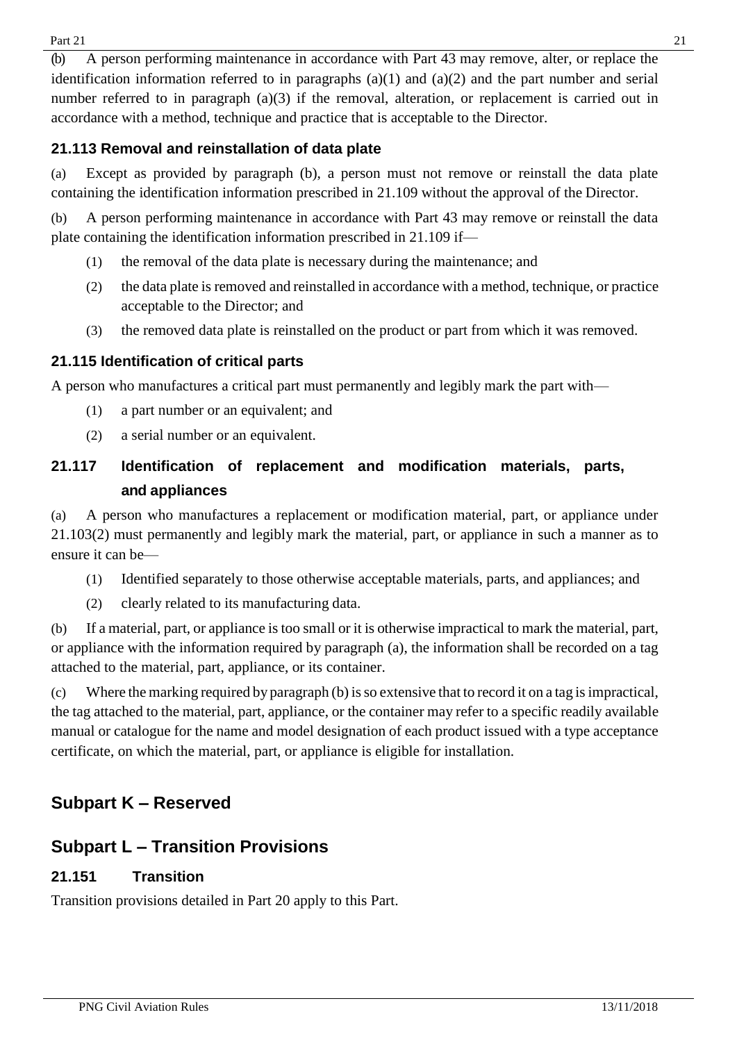(b) A person performing maintenance in accordance with Part 43 may remove, alter, or replace the identification information referred to in paragraphs (a)(1) and (a)(2) and the part number and serial number referred to in paragraph (a)(3) if the removal, alteration, or replacement is carried out in accordance with a method, technique and practice that is acceptable to the Director.

### 21.113 Removal and reinstallation of data plate

(a) Except as provided by paragraph (b), a person must not remove or reinstall the data plate containing the identification information prescribed in 21.109 without the approval of the Director.

(b) A person performing maintenance in accordance with Part 43 may remove or reinstall the data plate containing the identification information prescribed in 21.109 if—

(1) the removal of the data plate is necessary during the maintenance; and

(2) the data plate is removed and reinstalled in accordance with a method, technique, or practice acceptable to the Director; and

(3) the removed data plate is reinstalled on the product or part from which it was removed.

### 21.115 Identification of critical parts

A person who manufactures a critical part must permanently and legibly mark the part with—

(1) a part number or an equivalent; and

(2) a serial number or an equivalent.

### 21.117 Identification of replacement and modification materials, parts, and appliances

(a) A person who manufactures a replacement or modification material, part, or appliance under 21.103(2) must permanently and legibly mark the material, part, or appliance in such a manner as to ensure it can be—

(1) Identified separately to those otherwise acceptable materials, parts, and appliances; and

(2) clearly related to its manufacturing data.

(b) If a material, part, or appliance is too small or it is otherwise impractical to mark the material, part, or appliance with the information required by paragraph (a), the information shall be recorded on a tag attached to the material, part, appliance, or its container.

(c) Where the marking required by paragraph (b) is so extensive that to record it on a tag is impractical, the tag attached to the material, part, appliance, or the container may refer to a specific readily available manual or catalogue for the name and model designation of each product issued with a type acceptance certificate, on which the material, part, or appliance is eligible for installation.

## Subpart K – Reserved

## Subpart L – Transition Provisions

### 21.151 Transition

Transition provisions detailed in Part 20 apply to this Part.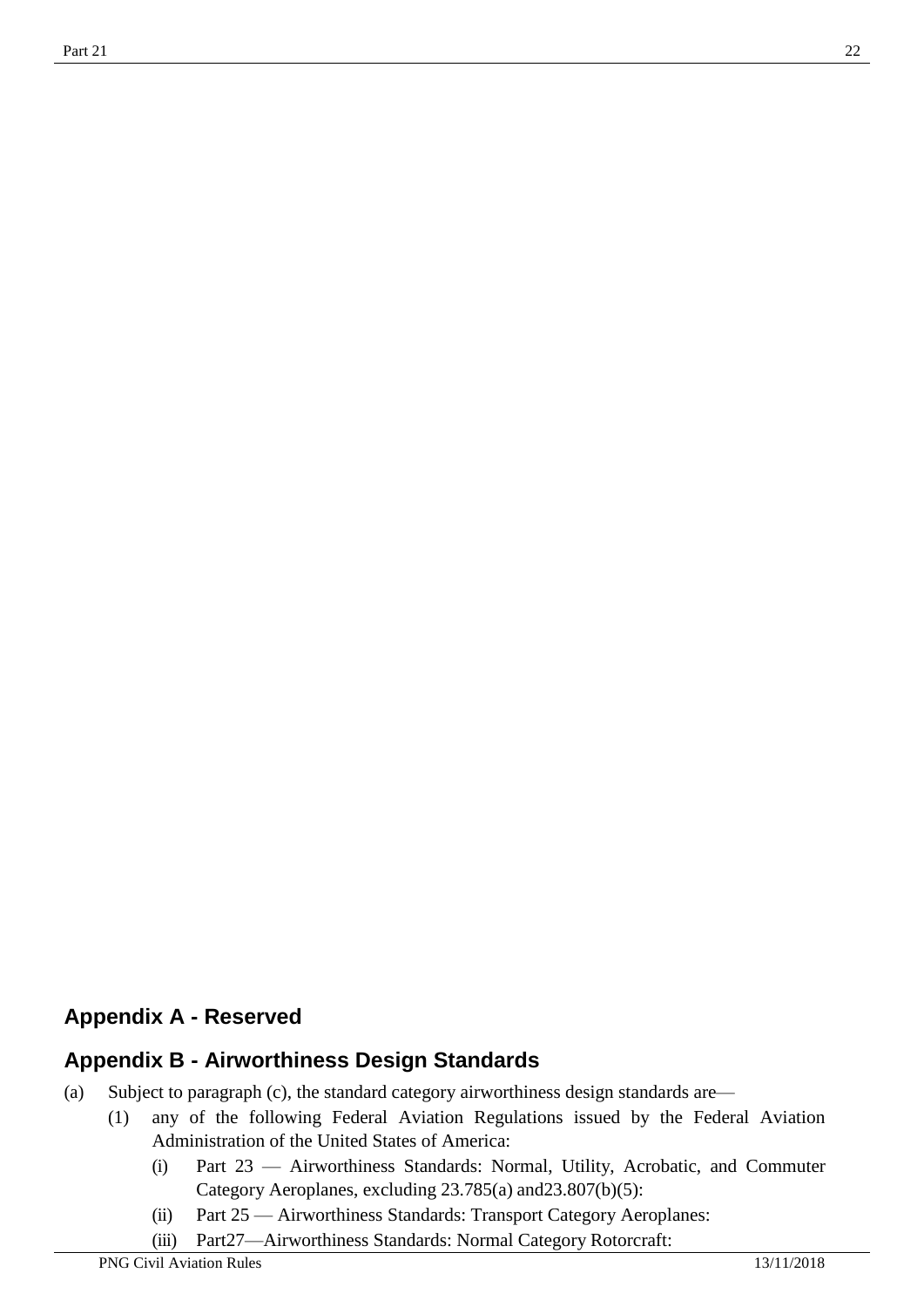## Appendix A - Reserved

## Appendix B - Airworthiness Design Standards

(a) Subject to paragraph (c), the standard category airworthiness design standards are—

  (1) any of the following Federal Aviation Regulations issued by the Federal Aviation Administration of the United States of America:

    (i) Part 23 — Airworthiness Standards: Normal, Utility, Acrobatic, and Commuter Category Aeroplanes, excluding 23.785(a) and23.807(b)(5):

    (ii) Part 25 — Airworthiness Standards: Transport Category Aeroplanes:

    (iii) Part27—Airworthiness Standards: Normal Category Rotorcraft: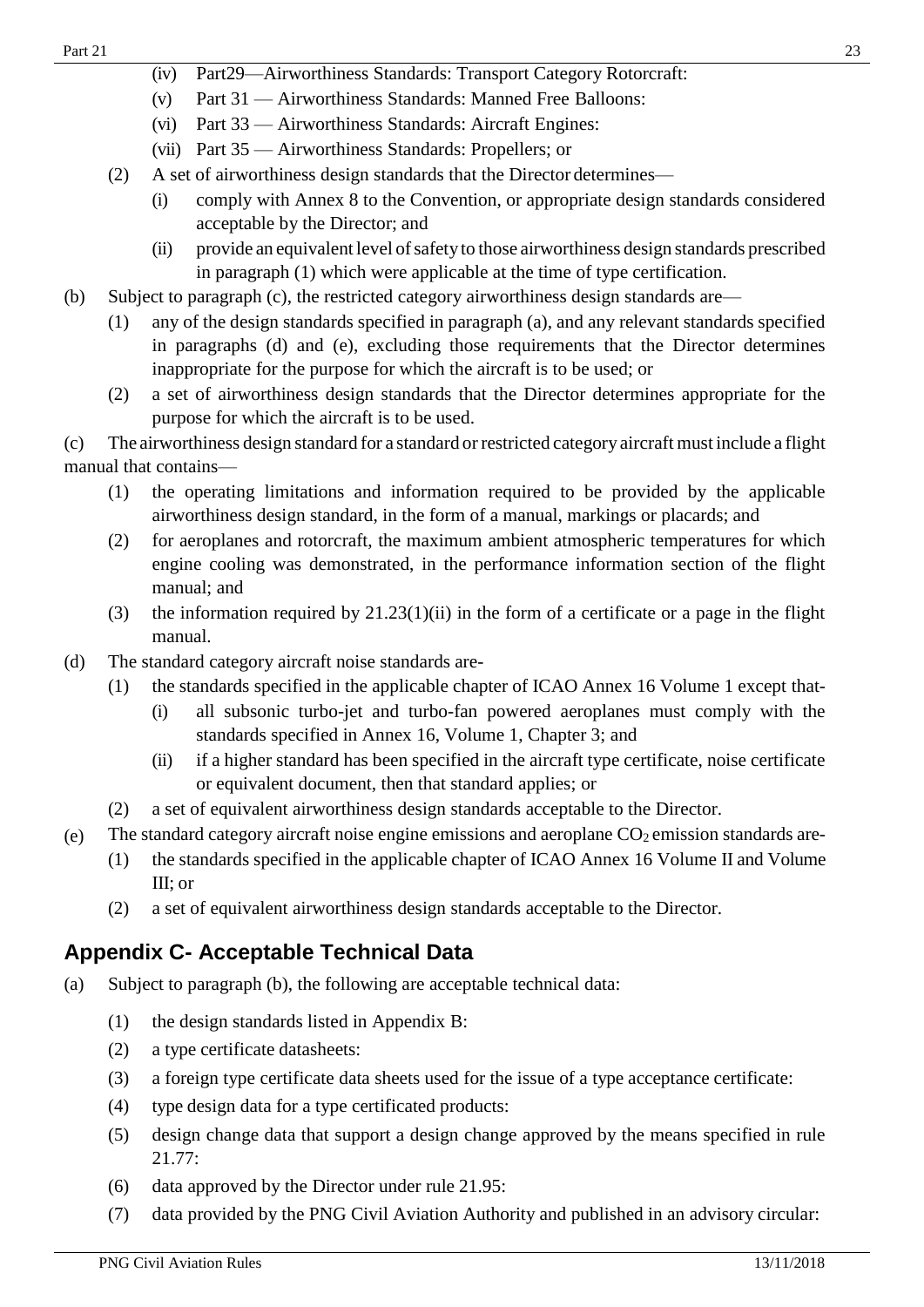(iv) Part29—Airworthiness Standards: Transport Category Rotorcraft:

(v) Part 31 — Airworthiness Standards: Manned Free Balloons:

(vi) Part 33 — Airworthiness Standards: Aircraft Engines:

(vii) Part 35 — Airworthiness Standards: Propellers; or

(2) A set of airworthiness design standards that the Director determines—

(i) comply with Annex 8 to the Convention, or appropriate design standards considered acceptable by the Director; and

(ii) provide an equivalent level of safety to those airworthiness design standards prescribed in paragraph (1) which were applicable at the time of type certification.

(b) Subject to paragraph (c), the restricted category airworthiness design standards are—

(1) any of the design standards specified in paragraph (a), and any relevant standards specified in paragraphs (d) and (e), excluding those requirements that the Director determines inappropriate for the purpose for which the aircraft is to be used; or

(2) a set of airworthiness design standards that the Director determines appropriate for the purpose for which the aircraft is to be used.

(c) The airworthiness design standard for a standard or restricted category aircraft must include a flight manual that contains—

(1) the operating limitations and information required to be provided by the applicable airworthiness design standard, in the form of a manual, markings or placards; and

(2) for aeroplanes and rotorcraft, the maximum ambient atmospheric temperatures for which engine cooling was demonstrated, in the performance information section of the flight manual; and

(3) the information required by 21.23(1)(ii) in the form of a certificate or a page in the flight manual.

(d) The standard category aircraft noise standards are-

(1) the standards specified in the applicable chapter of ICAO Annex 16 Volume 1 except that-

(i) all subsonic turbo-jet and turbo-fan powered aeroplanes must comply with the standards specified in Annex 16, Volume 1, Chapter 3; and

(ii) if a higher standard has been specified in the aircraft type certificate, noise certificate or equivalent document, then that standard applies; or

(2) a set of equivalent airworthiness design standards acceptable to the Director.

(e) The standard category aircraft noise engine emissions and aeroplane $CO_2$ emission standards are-

(1) the standards specified in the applicable chapter of ICAO Annex 16 Volume II and Volume III; or

(2) a set of equivalent airworthiness design standards acceptable to the Director.

## Appendix C- Acceptable Technical Data

(a) Subject to paragraph (b), the following are acceptable technical data:

(1) the design standards listed in Appendix B:

(2) a type certificate datasheets:

(3) a foreign type certificate data sheets used for the issue of a type acceptance certificate:

(4) type design data for a type certificated products:

(5) design change data that support a design change approved by the means specified in rule 21.77:

(6) data approved by the Director under rule 21.95:

(7) data provided by the PNG Civil Aviation Authority and published in an advisory circular: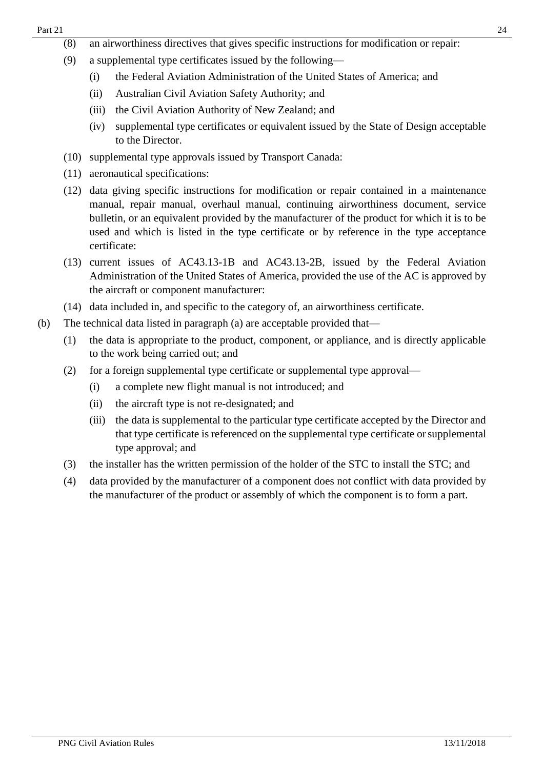(8) an airworthiness directives that gives specific instructions for modification or repair:

(9) a supplemental type certificates issued by the following—

  (i) the Federal Aviation Administration of the United States of America; and

  (ii) Australian Civil Aviation Safety Authority; and

  (iii) the Civil Aviation Authority of New Zealand; and

  (iv) supplemental type certificates or equivalent issued by the State of Design acceptable to the Director.

(10) supplemental type approvals issued by Transport Canada:

(11) aeronautical specifications:

(12) data giving specific instructions for modification or repair contained in a maintenance manual, repair manual, overhaul manual, continuing airworthiness document, service bulletin, or an equivalent provided by the manufacturer of the product for which it is to be used and which is listed in the type certificate or by reference in the type acceptance certificate:

(13) current issues of AC43.13-1B and AC43.13-2B, issued by the Federal Aviation Administration of the United States of America, provided the use of the AC is approved by the aircraft or component manufacturer:

(14) data included in, and specific to the category of, an airworthiness certificate.

(b) The technical data listed in paragraph (a) are acceptable provided that—

  (1) the data is appropriate to the product, component, or appliance, and is directly applicable to the work being carried out; and

  (2) for a foreign supplemental type certificate or supplemental type approval—

    (i) a complete new flight manual is not introduced; and

    (ii) the aircraft type is not re-designated; and

    (iii) the data is supplemental to the particular type certificate accepted by the Director and that type certificate is referenced on the supplemental type certificate or supplemental type approval; and

  (3) the installer has the written permission of the holder of the STC to install the STC; and

  (4) data provided by the manufacturer of a component does not conflict with data provided by the manufacturer of the product or assembly of which the component is to form a part.